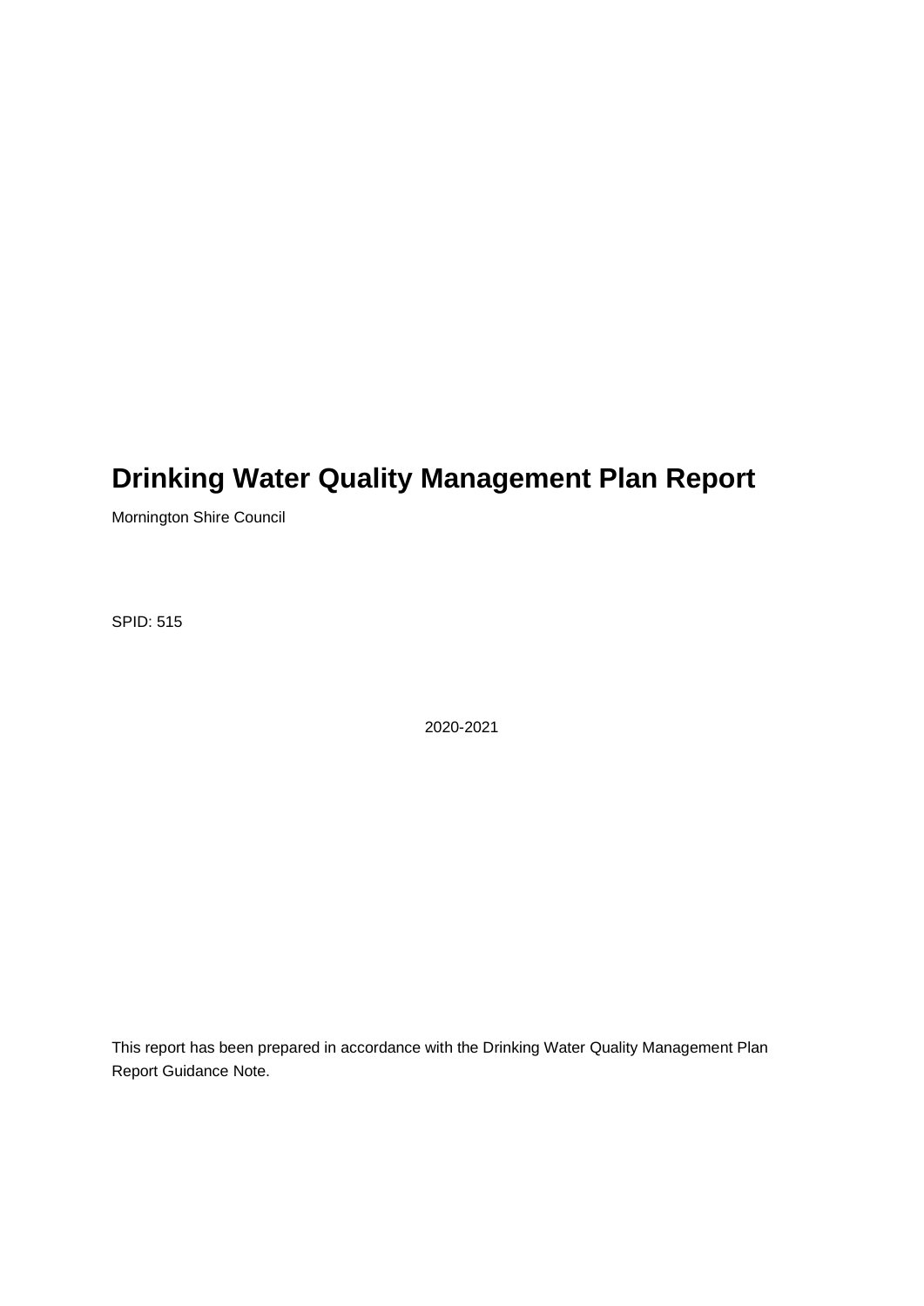# Drinking Water Quality Management Plan Report

Mornington Shire Council

SPID: 515

2020-2021

This report has been prepared in accordance with the Drinking Water Quality Management Plan Report Guidance Note.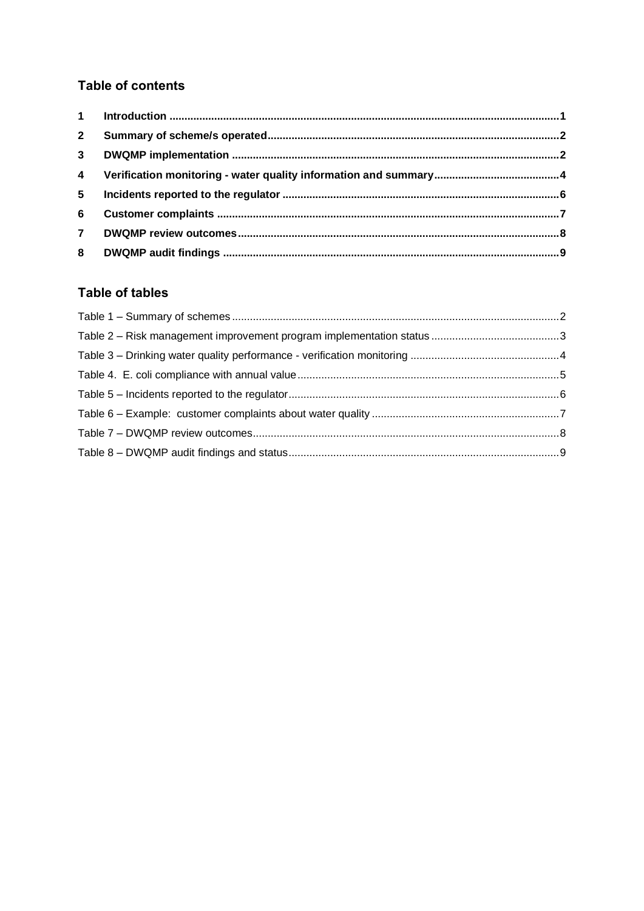## Table of contents

1 Introduction ....................................................................................................................................1
2 Summary of scheme/s operated.....................................................................................................2
3 DWQMP implementation ................................................................................................................2
4 Verification monitoring - water quality information and summary.............................................4
5 Incidents reported to the regulator ................................................................................................6
6 Customer complaints ......................................................................................................................7
7 DWQMP review outcomes..............................................................................................................8
8 DWQMP audit findings ...................................................................................................................9

## Table of tables

Table 1 – Summary of schemes ............................................................................................................2
Table 2 – Risk management improvement program implementation status ..........................................3
Table 3 – Drinking water quality performance - verification monitoring .................................................4
Table 4. E. coli compliance with annual value.......................................................................................5
Table 5 – Incidents reported to the regulator..........................................................................................6
Table 6 – Example: customer complaints about water quality ..............................................................7
Table 7 – DWQMP review outcomes......................................................................................................8
Table 8 – DWQMP audit findings and status..........................................................................................9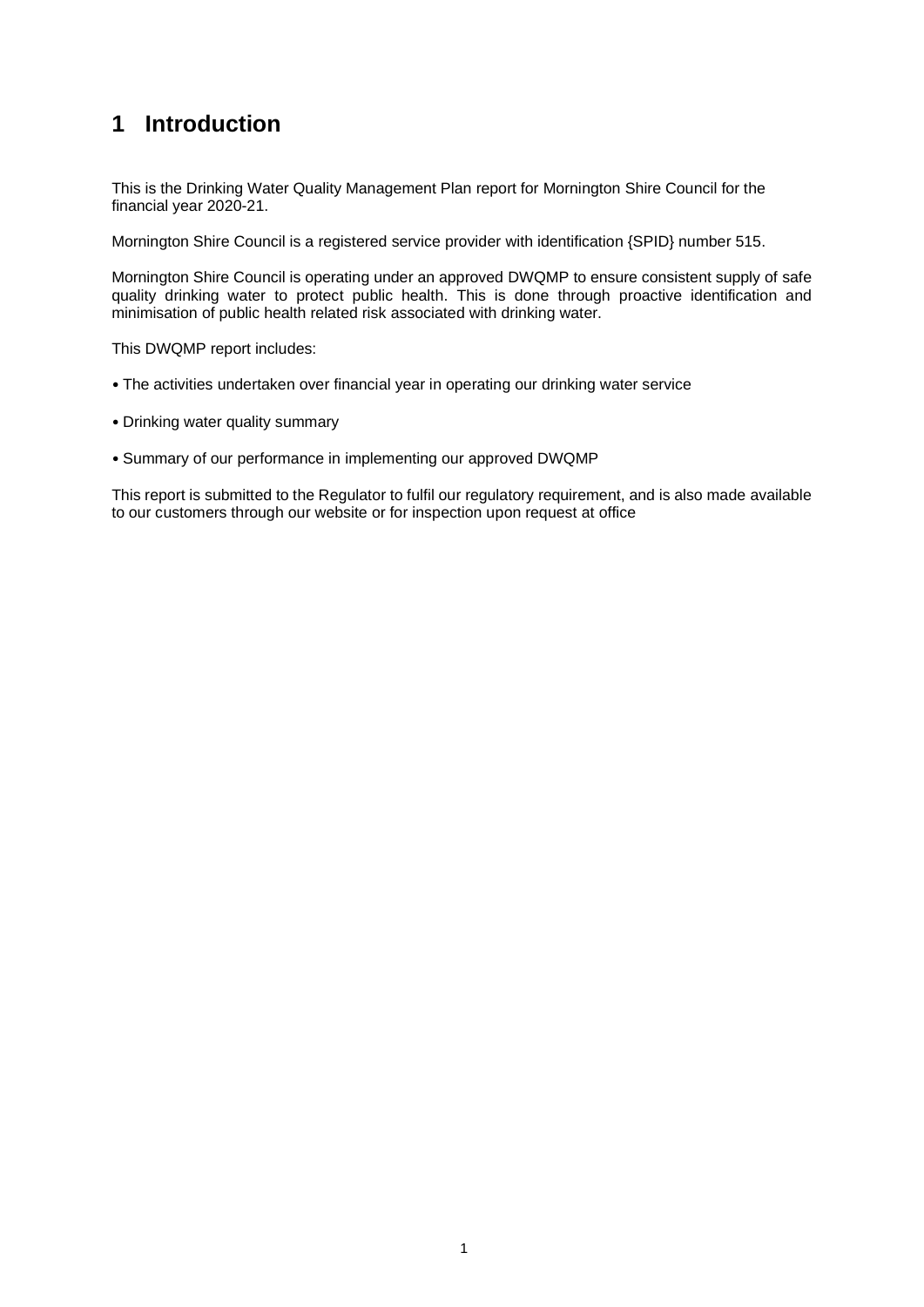# 1 Introduction

This is the Drinking Water Quality Management Plan report for Mornington Shire Council for the financial year 2020-21.

Mornington Shire Council is a registered service provider with identification {SPID} number 515.

Mornington Shire Council is operating under an approved DWQMP to ensure consistent supply of safe quality drinking water to protect public health. This is done through proactive identification and minimisation of public health related risk associated with drinking water.

This DWQMP report includes:

- The activities undertaken over financial year in operating our drinking water service
- Drinking water quality summary
- Summary of our performance in implementing our approved DWQMP

This report is submitted to the Regulator to fulfil our regulatory requirement, and is also made available to our customers through our website or for inspection upon request at office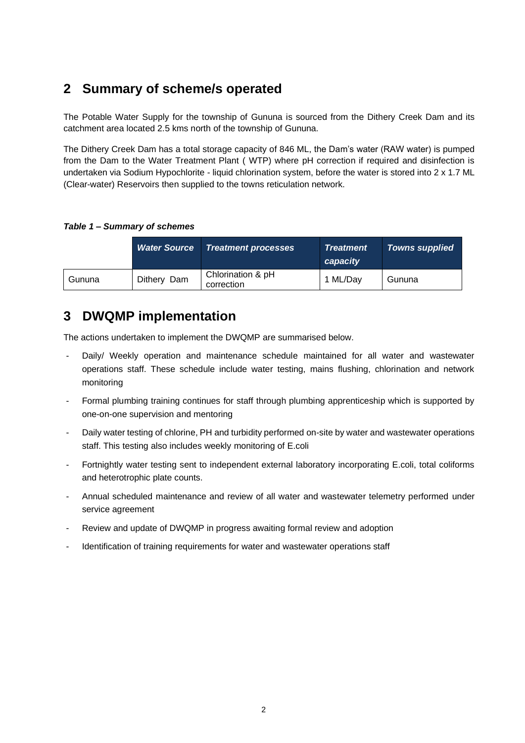## 2 Summary of scheme/s operated

The Potable Water Supply for the township of Gununa is sourced from the Dithery Creek Dam and its catchment area located 2.5 kms north of the township of Gununa.

The Dithery Creek Dam has a total storage capacity of 846 ML, the Dam's water (RAW water) is pumped from the Dam to the Water Treatment Plant ( WTP) where pH correction if required and disinfection is undertaken via Sodium Hypochlorite - liquid chlorination system, before the water is stored into 2 x 1.7 ML (Clear-water) Reservoirs then supplied to the towns reticulation network.

***Table 1 – Summary of schemes***

| | *Water Source* | *Treatment processes* | *Treatment capacity* | *Towns supplied* |
|---|---|---|---|---|
| Gununa | Dithery Dam | Chlorination & pH correction | 1 ML/Day | Gununa |

## 3 DWQMP implementation

The actions undertaken to implement the DWQMP are summarised below.

- Daily/ Weekly operation and maintenance schedule maintained for all water and wastewater operations staff. These schedule include water testing, mains flushing, chlorination and network monitoring
- Formal plumbing training continues for staff through plumbing apprenticeship which is supported by one-on-one supervision and mentoring
- Daily water testing of chlorine, PH and turbidity performed on-site by water and wastewater operations staff. This testing also includes weekly monitoring of E.coli
- Fortnightly water testing sent to independent external laboratory incorporating E.coli, total coliforms and heterotrophic plate counts.
- Annual scheduled maintenance and review of all water and wastewater telemetry performed under service agreement
- Review and update of DWQMP in progress awaiting formal review and adoption
- Identification of training requirements for water and wastewater operations staff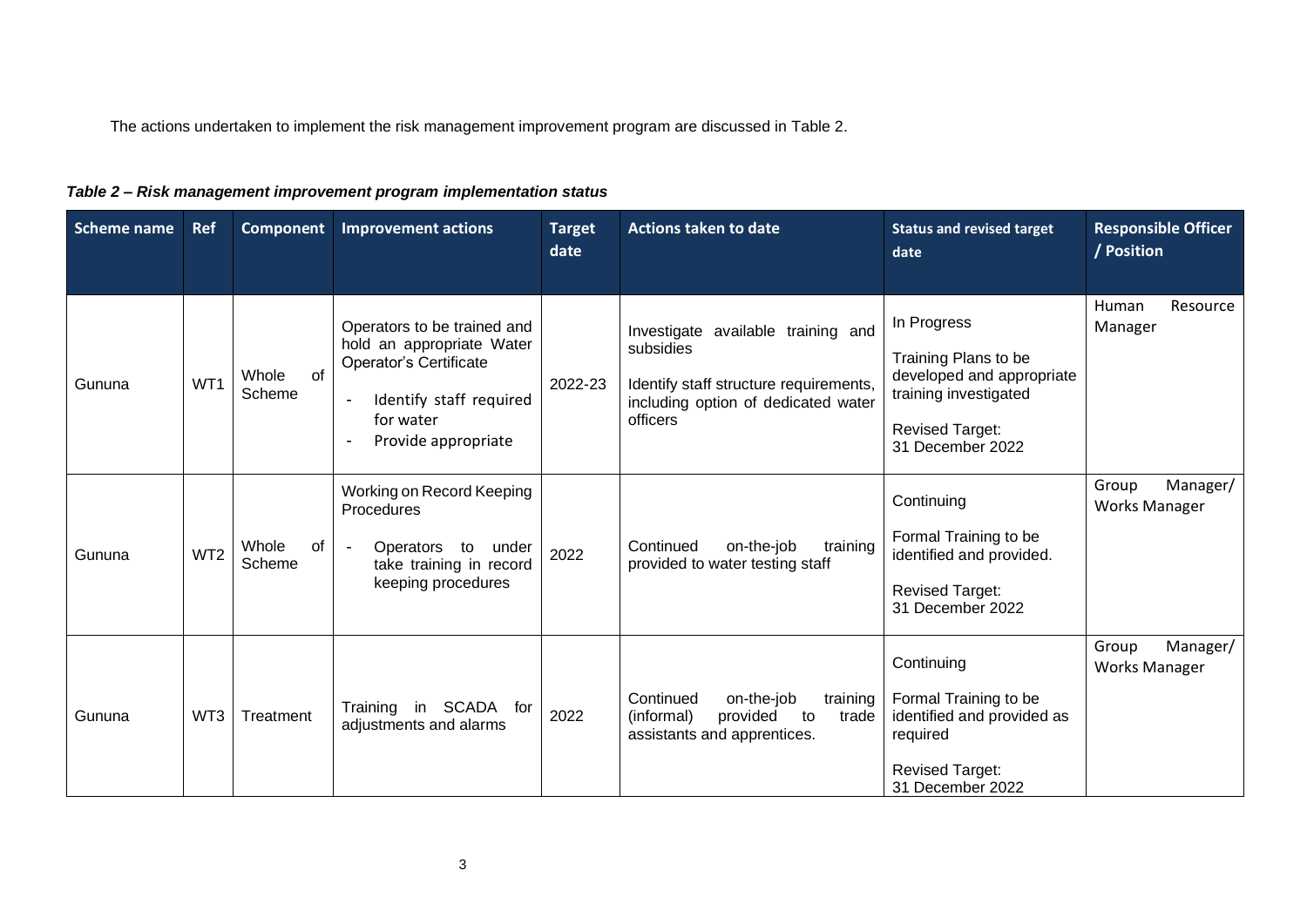The actions undertaken to implement the risk management improvement program are discussed in Table 2.

***Table 2 – Risk management improvement program implementation status***

| Scheme name | Ref | Component | Improvement actions | Target date | Actions taken to date | Status and revised target date | Responsible Officer / Position |
|---|---|---|---|---|---|---|---|
| Gununa | WT1 | Whole of Scheme | Operators to be trained and hold an appropriate Water Operator's Certificate<br>- Identify staff required for water<br>- Provide appropriate | 2022-23 | Investigate available training and subsidies<br>Identify staff structure requirements, including option of dedicated water officers | In Progress<br>Training Plans to be developed and appropriate training investigated<br>Revised Target: 31 December 2022 | Human Resource Manager |
| Gununa | WT2 | Whole of Scheme | Working on Record Keeping Procedures<br>- Operators to under take training in record keeping procedures | 2022 | Continued on-the-job training provided to water testing staff | Continuing<br>Formal Training to be identified and provided.<br>Revised Target: 31 December 2022 | Group Manager/ Works Manager |
| Gununa | WT3 | Treatment | Training in SCADA for adjustments and alarms | 2022 | Continued on-the-job training (informal) provided to trade assistants and apprentices. | Continuing<br>Formal Training to be identified and provided as required<br>Revised Target: 31 December 2022 | Group Manager/ Works Manager |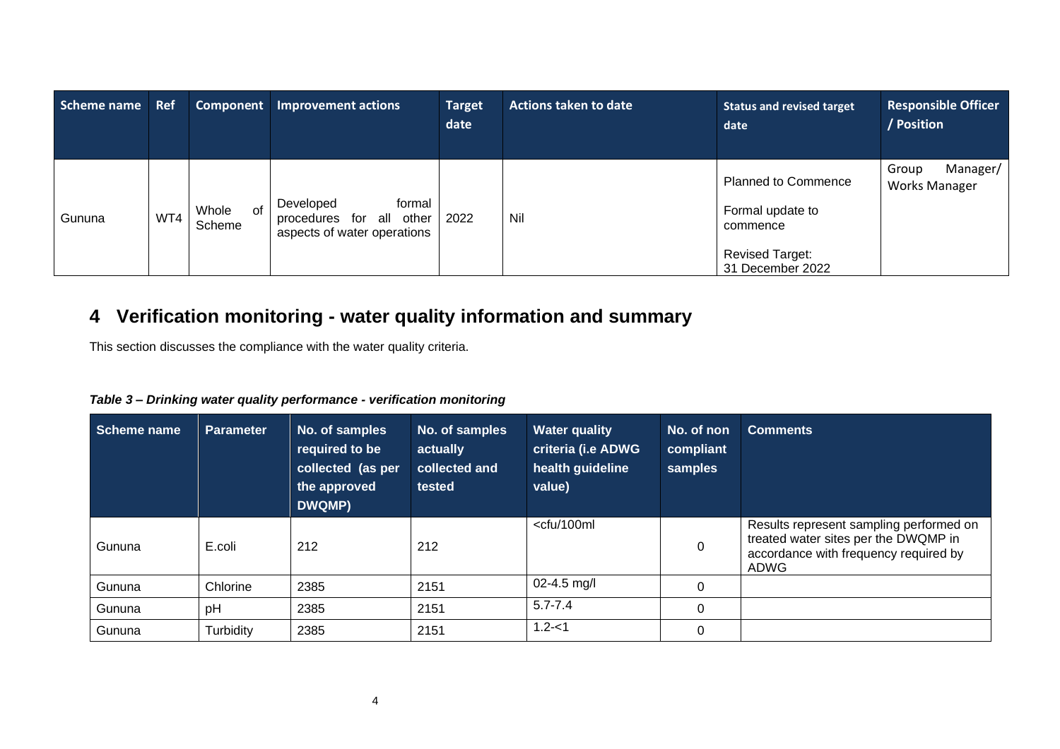| Scheme name | Ref | Component | Improvement actions | Target date | Actions taken to date | Status and revised target date | Responsible Officer / Position |
|---|---|---|---|---|---|---|---|
| Gununa | WT4 | Whole of Scheme | Developed formal procedures for all other aspects of water operations | 2022 | Nil | Planned to Commence<br><br>Formal update to commence<br><br>Revised Target: 31 December 2022 | Group Manager/ Works Manager |

# 4 Verification monitoring - water quality information and summary

This section discusses the compliance with the water quality criteria.

*Table 3 – Drinking water quality performance - verification monitoring*

| Scheme name | Parameter | No. of samples required to be collected (as per the approved DWQMP) | No. of samples actually collected and tested | Water quality criteria (i.e ADWG health guideline value) | No. of non compliant samples | Comments |
|---|---|---|---|---|---|---|
| Gununa | E.coli | 212 | 212 | <cfu/100ml | 0 | Results represent sampling performed on treated water sites per the DWQMP in accordance with frequency required by ADWG |
| Gununa | Chlorine | 2385 | 2151 | 02-4.5 mg/l | 0 | |
| Gununa | pH | 2385 | 2151 | 5.7-7.4 | 0 | |
| Gununa | Turbidity | 2385 | 2151 | 1.2-<1 | 0 | |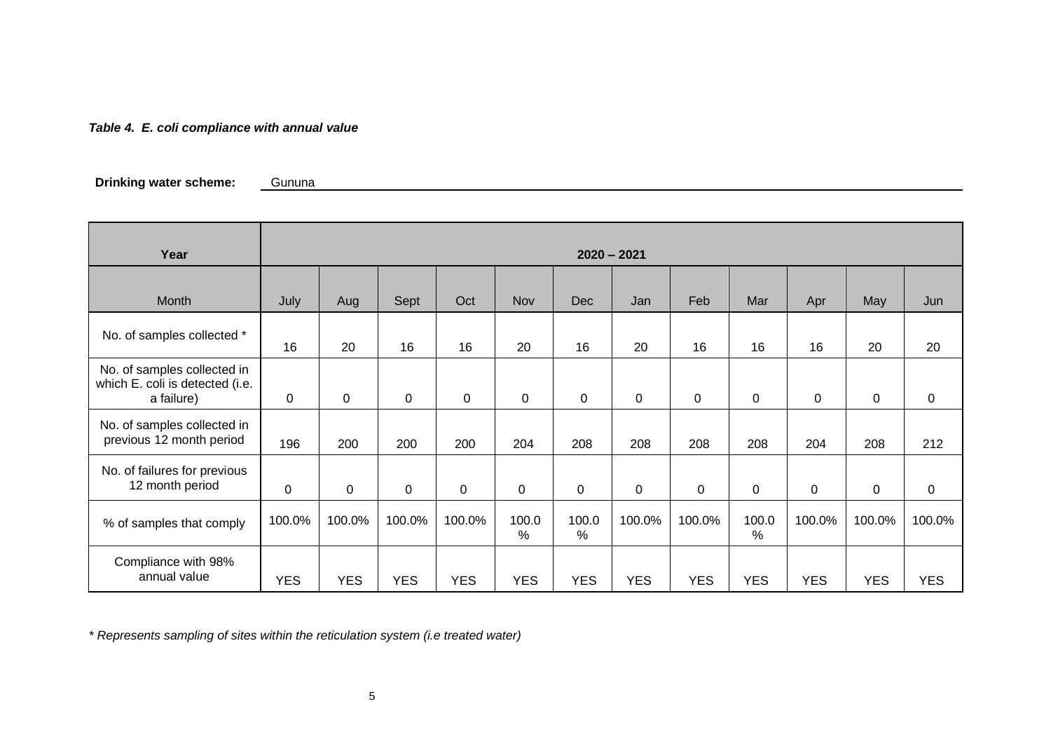***Table 4. E. coli compliance with annual value***

**Drinking water scheme:** Gununa

| Year | 2020 – 2021 | | | | | | | | | | | |
|---|---|---|---|---|---|---|---|---|---|---|---|---|
| Month | July | Aug | Sept | Oct | Nov | Dec | Jan | Feb | Mar | Apr | May | Jun |
| No. of samples collected * | 16 | 20 | 16 | 16 | 20 | 16 | 20 | 16 | 16 | 16 | 20 | 20 |
| No. of samples collected in which E. coli is detected (i.e. a failure) | 0 | 0 | 0 | 0 | 0 | 0 | 0 | 0 | 0 | 0 | 0 | 0 |
| No. of samples collected in previous 12 month period | 196 | 200 | 200 | 200 | 204 | 208 | 208 | 208 | 208 | 204 | 208 | 212 |
| No. of failures for previous 12 month period | 0 | 0 | 0 | 0 | 0 | 0 | 0 | 0 | 0 | 0 | 0 | 0 |
| % of samples that comply | 100.0% | 100.0% | 100.0% | 100.0% | 100.0% | 100.0% | 100.0% | 100.0% | 100.0% | 100.0% | 100.0% | 100.0% |
| Compliance with 98% annual value | YES | YES | YES | YES | YES | YES | YES | YES | YES | YES | YES | YES |

*\* Represents sampling of sites within the reticulation system (i.e treated water)*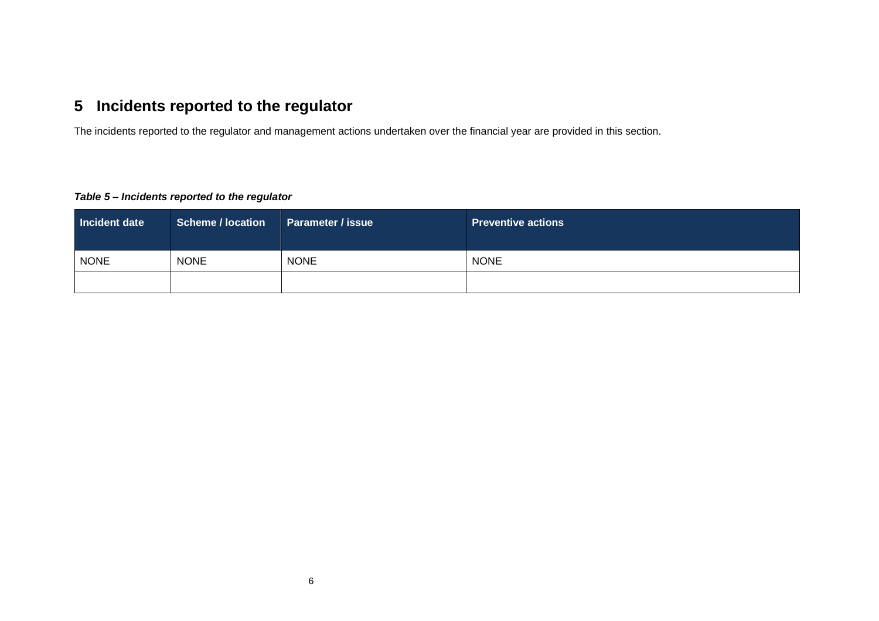# 5 Incidents reported to the regulator

The incidents reported to the regulator and management actions undertaken over the financial year are provided in this section.

***Table 5 – Incidents reported to the regulator***

| Incident date | Scheme / location | Parameter / issue | Preventive actions |
|---|---|---|---|
| NONE | NONE | NONE | NONE |
| | | | |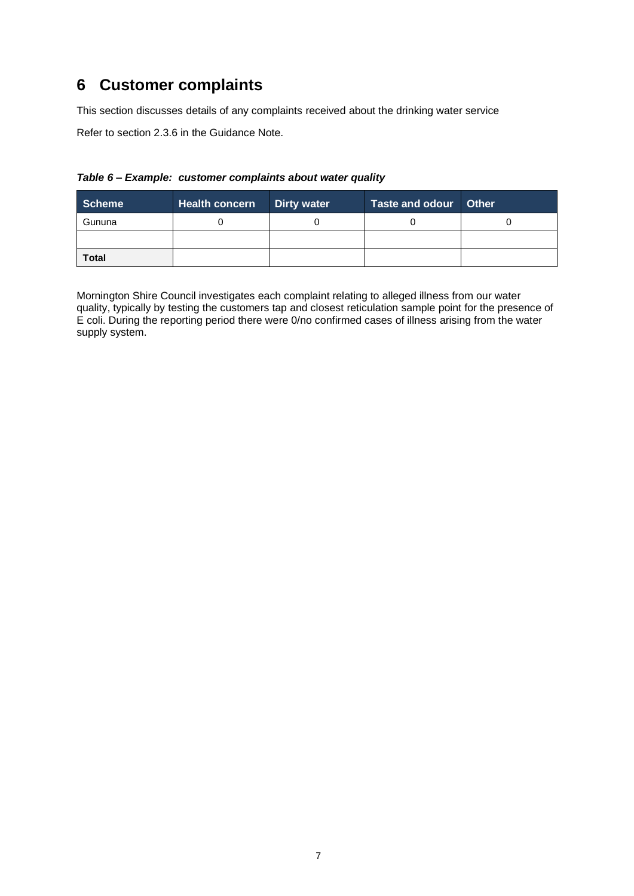# 6 Customer complaints

This section discusses details of any complaints received about the drinking water service

Refer to section 2.3.6 in the Guidance Note.

***Table 6 – Example: customer complaints about water quality***

| Scheme | Health concern | Dirty water | Taste and odour | Other |
|---|---|---|---|---|
| Gununa | 0 | 0 | 0 | 0 |
| | | | | |
| **Total** | | | | |

Mornington Shire Council investigates each complaint relating to alleged illness from our water quality, typically by testing the customers tap and closest reticulation sample point for the presence of E coli. During the reporting period there were 0/no confirmed cases of illness arising from the water supply system.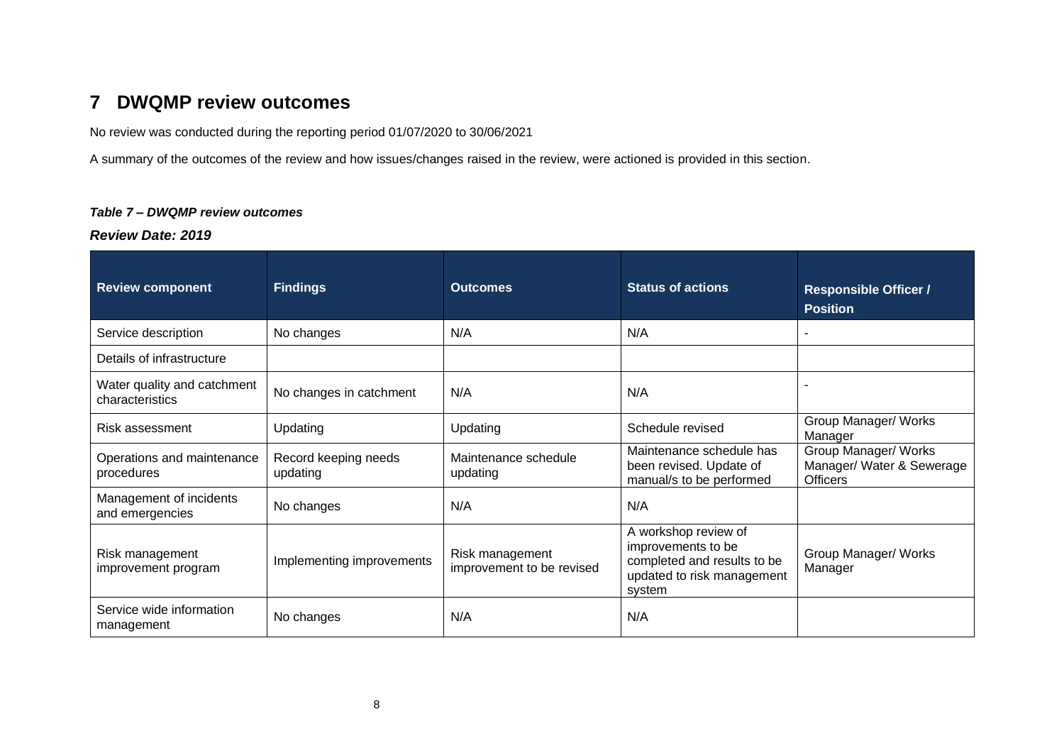# 7 DWQMP review outcomes

No review was conducted during the reporting period 01/07/2020 to 30/06/2021

A summary of the outcomes of the review and how issues/changes raised in the review, were actioned is provided in this section.

***Table 7 – DWQMP review outcomes***

***Review Date: 2019***

| Review component | Findings | Outcomes | Status of actions | Responsible Officer / Position |
|---|---|---|---|---|
| Service description | No changes | N/A | N/A | - |
| Details of infrastructure | | | | |
| Water quality and catchment characteristics | No changes in catchment | N/A | N/A | - |
| Risk assessment | Updating | Updating | Schedule revised | Group Manager/ Works Manager |
| Operations and maintenance procedures | Record keeping needs updating | Maintenance schedule updating | Maintenance schedule has been revised. Update of manual/s to be performed | Group Manager/ Works Manager/ Water & Sewerage Officers |
| Management of incidents and emergencies | No changes | N/A | N/A | |
| Risk management improvement program | Implementing improvements | Risk management improvement to be revised | A workshop review of improvements to be completed and results to be updated to risk management system | Group Manager/ Works Manager |
| Service wide information management | No changes | N/A | N/A | |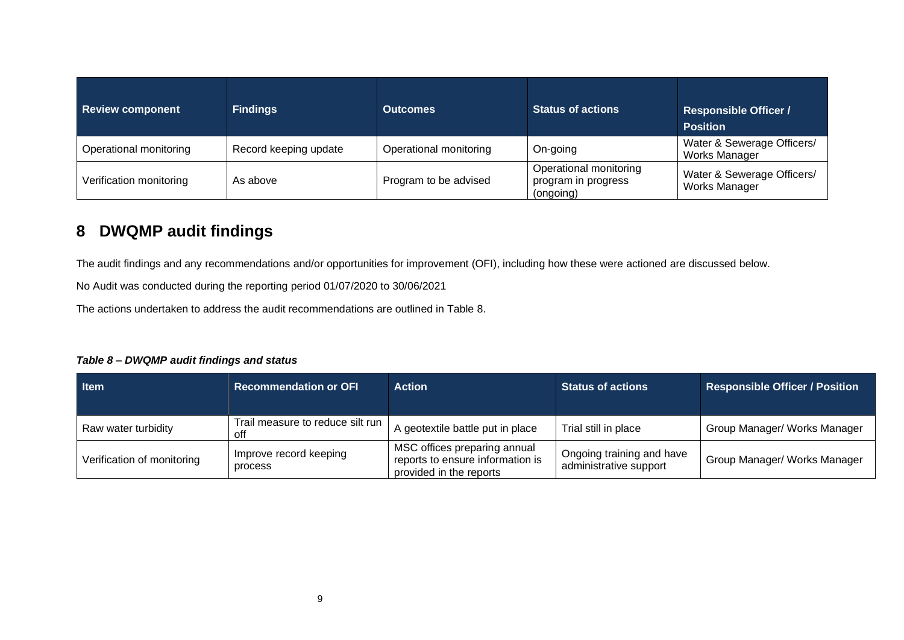| Review component | Findings | Outcomes | Status of actions | Responsible Officer / Position |
|---|---|---|---|---|
| Operational monitoring | Record keeping update | Operational monitoring | On-going | Water & Sewerage Officers/ Works Manager |
| Verification monitoring | As above | Program to be advised | Operational monitoring program in progress (ongoing) | Water & Sewerage Officers/ Works Manager |

# 8 DWQMP audit findings

The audit findings and any recommendations and/or opportunities for improvement (OFI), including how these were actioned are discussed below.

No Audit was conducted during the reporting period 01/07/2020 to 30/06/2021

The actions undertaken to address the audit recommendations are outlined in Table 8.

***Table 8 – DWQMP audit findings and status***

| Item | Recommendation or OFI | Action | Status of actions | Responsible Officer / Position |
|---|---|---|---|---|
| Raw water turbidity | Trail measure to reduce silt run off | A geotextile battle put in place | Trial still in place | Group Manager/ Works Manager |
| Verification of monitoring | Improve record keeping process | MSC offices preparing annual reports to ensure information is provided in the reports | Ongoing training and have administrative support | Group Manager/ Works Manager |